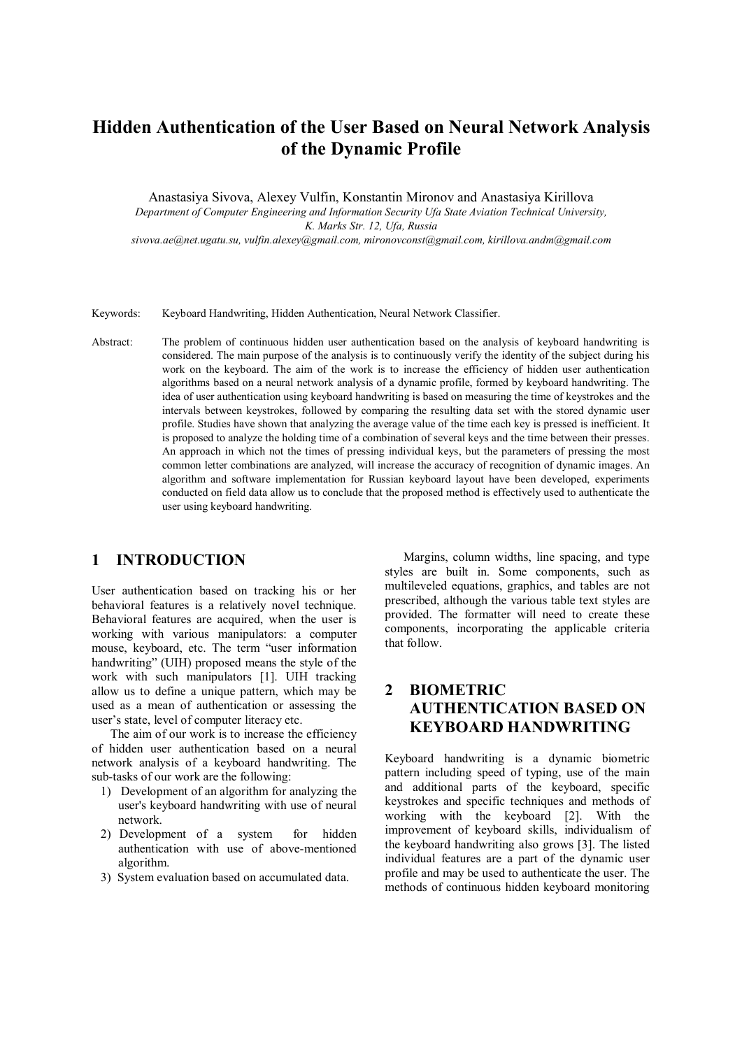# Hidden Authentication of the User Based on Neural Network Analysis of the Dynamic Profile

Anastasiya Sivova, Alexey Vulfin, Konstantin Mironov and Anastasiya Kirillova

*Department of Computer Engineering and Information Security Ufa State Aviation Technical University, K. Marks Str. 12, Ufa, Russia*

*sivova.ae@net.ugatu.su, vulfin.alexey@gmail.com, mironovconst@gmail.com, kirillova.andm@gmail.com*

Keywords: Keyboard Handwriting, Hidden Authentication, Neural Network Classifier.

Abstract: The problem of continuous hidden user authentication based on the analysis of keyboard handwriting is considered. The main purpose of the analysis is to continuously verify the identity of the subject during his work on the keyboard. The aim of the work is to increase the efficiency of hidden user authentication algorithms based on a neural network analysis of a dynamic profile, formed by keyboard handwriting. The idea of user authentication using keyboard handwriting is based on measuring the time of keystrokes and the intervals between keystrokes, followed by comparing the resulting data set with the stored dynamic user profile. Studies have shown that analyzing the average value of the time each key is pressed is inefficient. It is proposed to analyze the holding time of a combination of several keys and the time between their presses. An approach in which not the times of pressing individual keys, but the parameters of pressing the most common letter combinations are analyzed, will increase the accuracy of recognition of dynamic images. An algorithm and software implementation for Russian keyboard layout have been developed, experiments conducted on field data allow us to conclude that the proposed method is effectively used to authenticate the user using keyboard handwriting.

## 1 INTRODUCTION

User authentication based on tracking his or her behavioral features is a relatively novel technique. Behavioral features are acquired, when the user is working with various manipulators: a computer mouse, keyboard, etc. The term "user information handwriting" (UIH) proposed means the style of the work with such manipulators [1]. UIH tracking allow us to define a unique pattern, which may be used as a mean of authentication or assessing the user's state, level of computer literacy etc.

The aim of our work is to increase the efficiency of hidden user authentication based on a neural network analysis of a keyboard handwriting. The sub-tasks of our work are the following:

1) Development of an algorithm for analyzing the user's keyboard handwriting with use of neural network.
2) Development of a system for hidden authentication with use of above-mentioned algorithm.
3) System evaluation based on accumulated data.

Margins, column widths, line spacing, and type styles are built in. Some components, such as multileveled equations, graphics, and tables are not prescribed, although the various table text styles are provided. The formatter will need to create these components, incorporating the applicable criteria that follow.

## 2 BIOMETRIC AUTHENTICATION BASED ON KEYBOARD HANDWRITING

Keyboard handwriting is a dynamic biometric pattern including speed of typing, use of the main and additional parts of the keyboard, specific keystrokes and specific techniques and methods of working with the keyboard [2]. With the improvement of keyboard skills, individualism of the keyboard handwriting also grows [3]. The listed individual features are a part of the dynamic user profile and may be used to authenticate the user. The methods of continuous hidden keyboard monitoring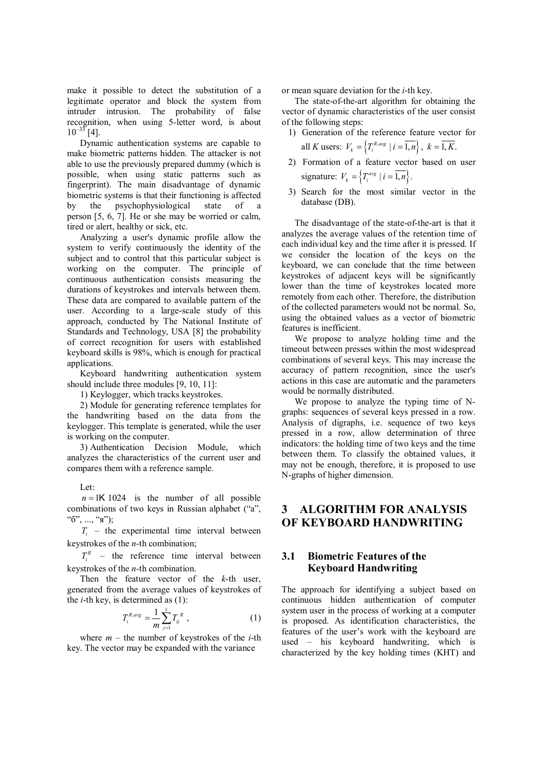make it possible to detect the substitution of a legitimate operator and block the system from intruder intrusion. The probability of false recognition, when using 5-letter word, is about $10^{-33}$ [4].

Dynamic authentication systems are capable to make biometric patterns hidden. The attacker is not able to use the previously prepared dummy (which is possible, when using static patterns such as fingerprint). The main disadvantage of dynamic biometric systems is that their functioning is affected by the psychophysiological state of a person [5, 6, 7]. He or she may be worried or calm, tired or alert, healthy or sick, etc.

Analyzing a user's dynamic profile allow the system to verify continuously the identity of the subject and to control that this particular subject is working on the computer. The principle of continuous authentication consists measuring the durations of keystrokes and intervals between them. These data are compared to available pattern of the user. According to a large-scale study of this approach, conducted by The National Institute of Standards and Technology, USA [8] the probability of correct recognition for users with established keyboard skills is 98%, which is enough for practical applications.

Keyboard handwriting authentication system should include three modules [9, 10, 11]:

1) Keylogger, which tracks keystrokes.

2) Module for generating reference templates for the handwriting based on the data from the keylogger. This template is generated, while the user is working on the computer.

3) Authentication Decision Module, which analyzes the characteristics of the current user and compares them with a reference sample.

Let:

$n = 1 \ldots 1024$ is the number of all possible combinations of two keys in Russian alphabet ("а", "б", ..., "я");

$T_i$ – the experimental time interval between keystrokes of the $n$-th combination;

$T_i^R$ – the reference time interval between keystrokes of the $n$-th combination.

Then the feature vector of the $k$-th user, generated from the average values of keystrokes of the $i$-th key, is determined as (1):

$$T_i^{R.avg} = \frac{1}{m}\sum_{j=1}^{1} T_{ij}^{\ R}, \qquad (1)$$

where $m$ – the number of keystrokes of the $i$-th key. The vector may be expanded with the variance or mean square deviation for the $i$-th key.

The state-of-the-art algorithm for obtaining the vector of dynamic characteristics of the user consist of the following steps:

1) Generation of the reference feature vector for all $K$ users: $V_k = \left\{ T_i^{R.avg} \mid i = \overline{1,n} \right\}$, $k = \overline{1,K}$.
2) Formation of a feature vector based on user signature: $V_k = \left\{ T_i^{avg} \mid i = \overline{1,n} \right\}$.
3) Search for the most similar vector in the database (DB).

The disadvantage of the state-of-the-art is that it analyzes the average values of the retention time of each individual key and the time after it is pressed. If we consider the location of the keys on the keyboard, we can conclude that the time between keystrokes of adjacent keys will be significantly lower than the time of keystrokes located more remotely from each other. Therefore, the distribution of the collected parameters would not be normal. So, using the obtained values as a vector of biometric features is inefficient.

We propose to analyze holding time and the timeout between presses within the most widespread combinations of several keys. This may increase the accuracy of pattern recognition, since the user's actions in this case are automatic and the parameters would be normally distributed.

We propose to analyze the typing time of N-graphs: sequences of several keys pressed in a row. Analysis of digraphs, i.e. sequence of two keys pressed in a row, allow determination of three indicators: the holding time of two keys and the time between them. To classify the obtained values, it may not be enough, therefore, it is proposed to use N-graphs of higher dimension.

# 3 ALGORITHM FOR ANALYSIS OF KEYBOARD HANDWRITING

## 3.1 Biometric Features of the Keyboard Handwriting

The approach for identifying a subject based on continuous hidden authentication of computer system user in the process of working at a computer is proposed. As identification characteristics, the features of the user's work with the keyboard are used – his keyboard handwriting, which is characterized by the key holding times (KHT) and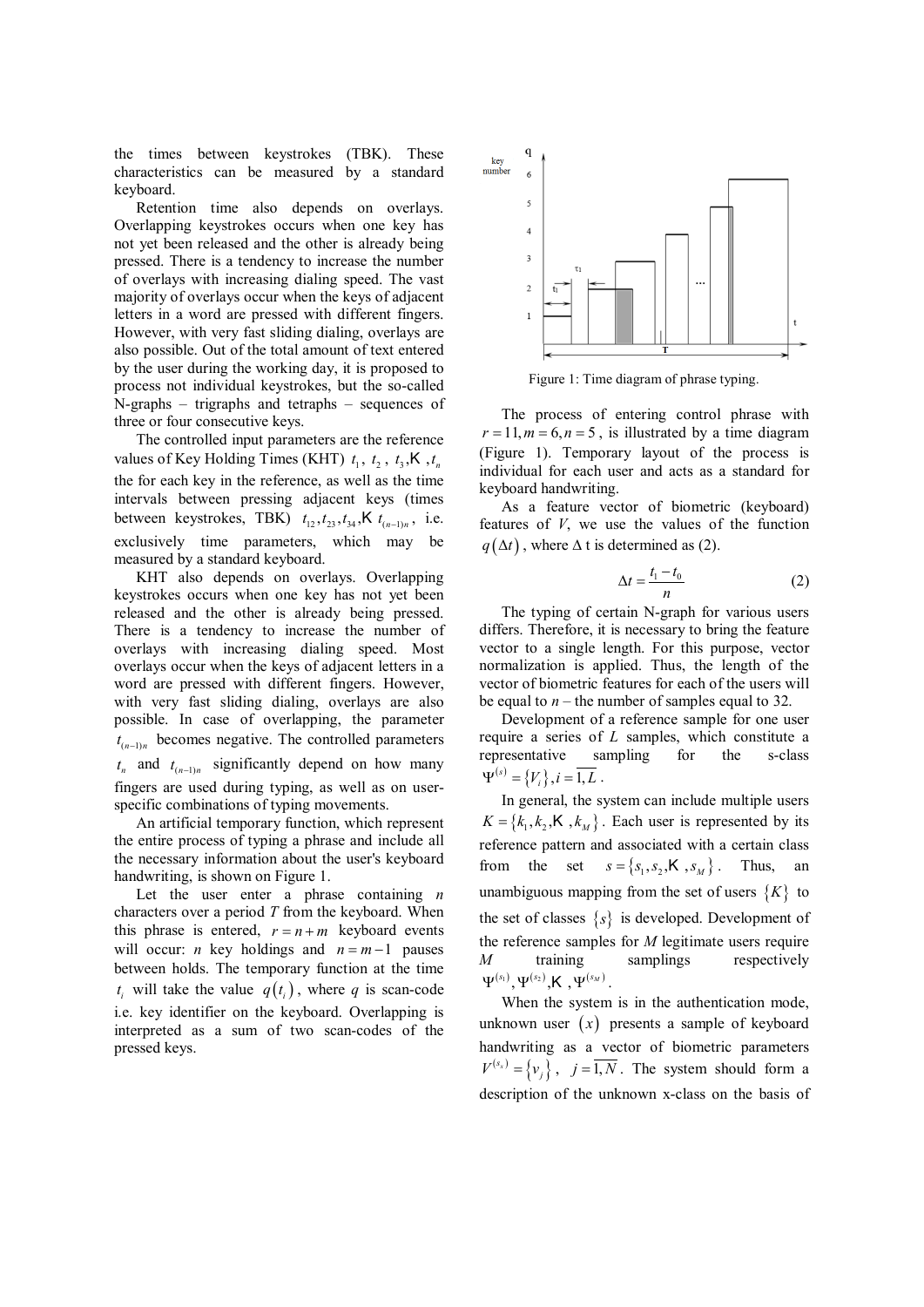the times between keystrokes (TBK). These characteristics can be measured by a standard keyboard.

Retention time also depends on overlays. Overlapping keystrokes occurs when one key has not yet been released and the other is already being pressed. There is a tendency to increase the number of overlays with increasing dialing speed. The vast majority of overlays occur when the keys of adjacent letters in a word are pressed with different fingers. However, with very fast sliding dialing, overlays are also possible. Out of the total amount of text entered by the user during the working day, it is proposed to process not individual keystrokes, but the so-called N-graphs – trigraphs and tetraphs – sequences of three or four consecutive keys.

The controlled input parameters are the reference values of Key Holding Times (KHT) $t_1$, $t_2$, $t_3$,K ,$t_n$ the for each key in the reference, as well as the time intervals between pressing adjacent keys (times between keystrokes, TBK) $t_{12}, t_{23}, t_{34}$,K $t_{(n-1)n}$, i.e. exclusively time parameters, which may be measured by a standard keyboard.

KHT also depends on overlays. Overlapping keystrokes occurs when one key has not yet been released and the other is already being pressed. There is a tendency to increase the number of overlays with increasing dialing speed. Most overlays occur when the keys of adjacent letters in a word are pressed with different fingers. However, with very fast sliding dialing, overlays are also possible. In case of overlapping, the parameter $t_{(n-1)n}$ becomes negative. The controlled parameters $t_n$ and $t_{(n-1)n}$ significantly depend on how many fingers are used during typing, as well as on user-specific combinations of typing movements.

An artificial temporary function, which represent the entire process of typing a phrase and include all the necessary information about the user's keyboard handwriting, is shown on Figure 1.

Let the user enter a phrase containing $n$ characters over a period $T$ from the keyboard. When this phrase is entered, $r = n + m$ keyboard events will occur: $n$ key holdings and $n = m - 1$ pauses between holds. The temporary function at the time $t_i$ will take the value $q(t_i)$, where $q$ is scan-code i.e. key identifier on the keyboard. Overlapping is interpreted as a sum of two scan-codes of the pressed keys.

q
key number
6
5
4
3
2
1
τ1
t1
...
t
T

Figure 1: Time diagram of phrase typing.

The process of entering control phrase with $r = 11, m = 6, n = 5$, is illustrated by a time diagram (Figure 1). Temporary layout of the process is individual for each user and acts as a standard for keyboard handwriting.

As a feature vector of biometric (keyboard) features of $V$, we use the values of the function $q(\Delta t)$, where Δ t is determined as (2).

$$\Delta t = \frac{t_1 - t_0}{n} \tag{2}$$

The typing of certain N-graph for various users differs. Therefore, it is necessary to bring the feature vector to a single length. For this purpose, vector normalization is applied. Thus, the length of the vector of biometric features for each of the users will be equal to $n$ – the number of samples equal to 32.

Development of a reference sample for one user require a series of $L$ samples, which constitute a representative sampling for the s-class $\Psi^{(s)} = \{V_i\}, i = \overline{1, L}$.

In general, the system can include multiple users $K = \{k_1, k_2, \text{K}, k_M\}$. Each user is represented by its reference pattern and associated with a certain class from the set $s = \{s_1, s_2, \text{K}, s_M\}$. Thus, an unambiguous mapping from the set of users $\{K\}$ to the set of classes $\{s\}$ is developed. Development of the reference samples for $M$ legitimate users require $M$ training samplings respectively $\Psi^{(s_1)}, \Psi^{(s_2)}, \text{K}, \Psi^{(s_M)}$.

When the system is in the authentication mode, unknown user $(x)$ presents a sample of keyboard handwriting as a vector of biometric parameters $V^{(s_x)} = \{v_j\}, \ j = \overline{1, N}$. The system should form a description of the unknown x-class on the basis of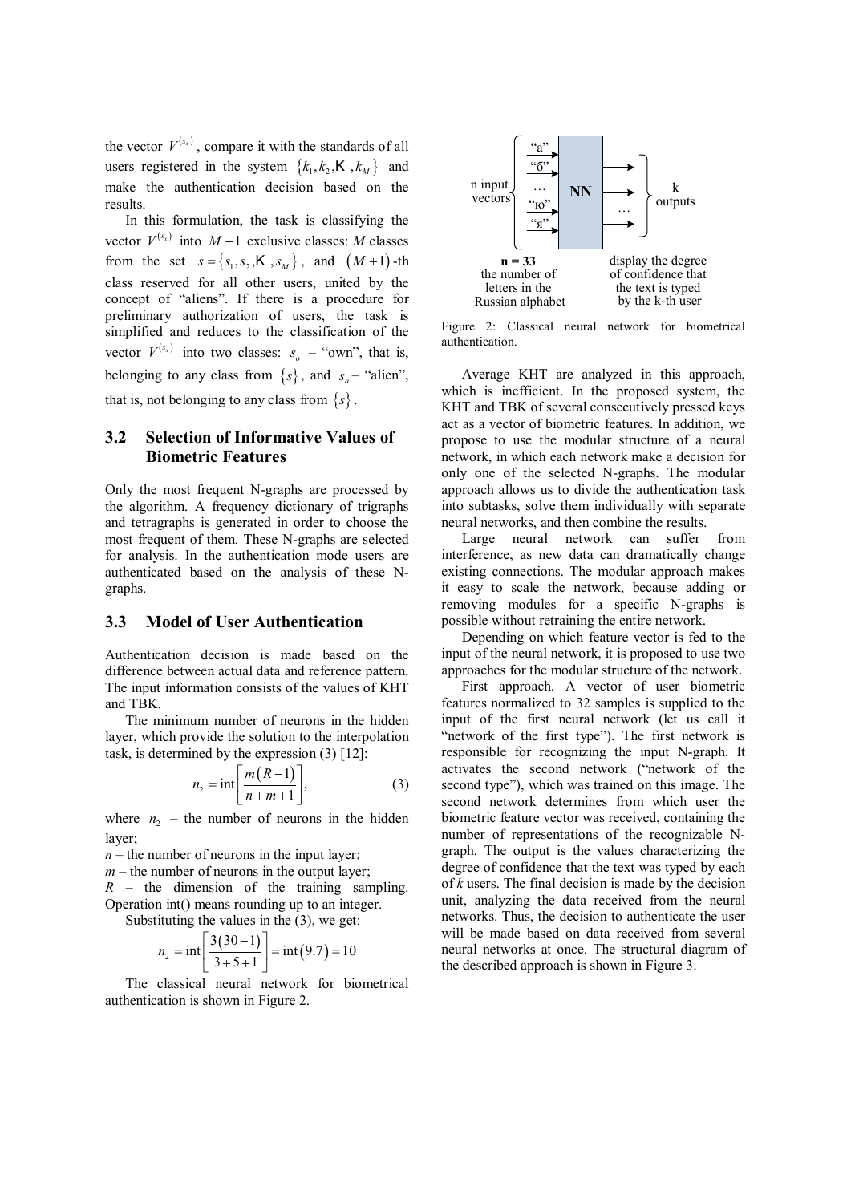the vector $V^{(s_x)}$, compare it with the standards of all users registered in the system $\{k_1, k_2, \ldots, k_M\}$ and make the authentication decision based on the results.

In this formulation, the task is classifying the vector $V^{(s_x)}$ into $M+1$ exclusive classes: $M$ classes from the set $s = \{s_1, s_2, \ldots, s_M\}$, and $(M+1)$-th class reserved for all other users, united by the concept of "aliens". If there is a procedure for preliminary authorization of users, the task is simplified and reduces to the classification of the vector $V^{(s_x)}$ into two classes: $s_o$ – "own", that is, belonging to any class from $\{s\}$, and $s_a$ – "alien", that is, not belonging to any class from $\{s\}$.

## 3.2 Selection of Informative Values of Biometric Features

Only the most frequent N-graphs are processed by the algorithm. A frequency dictionary of trigraphs and tetragraphs is generated in order to choose the most frequent of them. These N-graphs are selected for analysis. In the authentication mode users are authenticated based on the analysis of these N-graphs.

## 3.3 Model of User Authentication

Authentication decision is made based on the difference between actual data and reference pattern. The input information consists of the values of KHT and TBK.

The minimum number of neurons in the hidden layer, which provide the solution to the interpolation task, is determined by the expression (3) [12]:

$$n_2 = \text{int}\left[\frac{m(R-1)}{n+m+1}\right], \quad (3)$$

where $n_2$ – the number of neurons in the hidden layer;
$n$ – the number of neurons in the input layer;
$m$ – the number of neurons in the output layer;
$R$ – the dimension of the training sampling. Operation int() means rounding up to an integer.

Substituting the values in the (3), we get:

$$n_2 = \text{int}\left[\frac{3(30-1)}{3+5+1}\right] = \text{int}(9.7) = 10$$

The classical neural network for biometrical authentication is shown in Figure 2.

n input vectors: "а", "б", …, "ю", "я" → NN → k outputs

**n = 33** the number of letters in the Russian alphabet

k outputs display the degree of confidence that the text is typed by the k-th user

Figure 2: Classical neural network for biometrical authentication.

Average KHT are analyzed in this approach, which is inefficient. In the proposed system, the KHT and TBK of several consecutively pressed keys act as a vector of biometric features. In addition, we propose to use the modular structure of a neural network, in which each network make a decision for only one of the selected N-graphs. The modular approach allows us to divide the authentication task into subtasks, solve them individually with separate neural networks, and then combine the results.

Large neural network can suffer from interference, as new data can dramatically change existing connections. The modular approach makes it easy to scale the network, because adding or removing modules for a specific N-graphs is possible without retraining the entire network.

Depending on which feature vector is fed to the input of the neural network, it is proposed to use two approaches for the modular structure of the network.

First approach. A vector of user biometric features normalized to 32 samples is supplied to the input of the first neural network (let us call it "network of the first type"). The first network is responsible for recognizing the input N-graph. It activates the second network ("network of the second type"), which was trained on this image. The second network determines from which user the biometric feature vector was received, containing the number of representations of the recognizable N-graph. The output is the values characterizing the degree of confidence that the text was typed by each of $k$ users. The final decision is made by the decision unit, analyzing the data received from the neural networks. Thus, the decision to authenticate the user will be made based on data received from several neural networks at once. The structural diagram of the described approach is shown in Figure 3.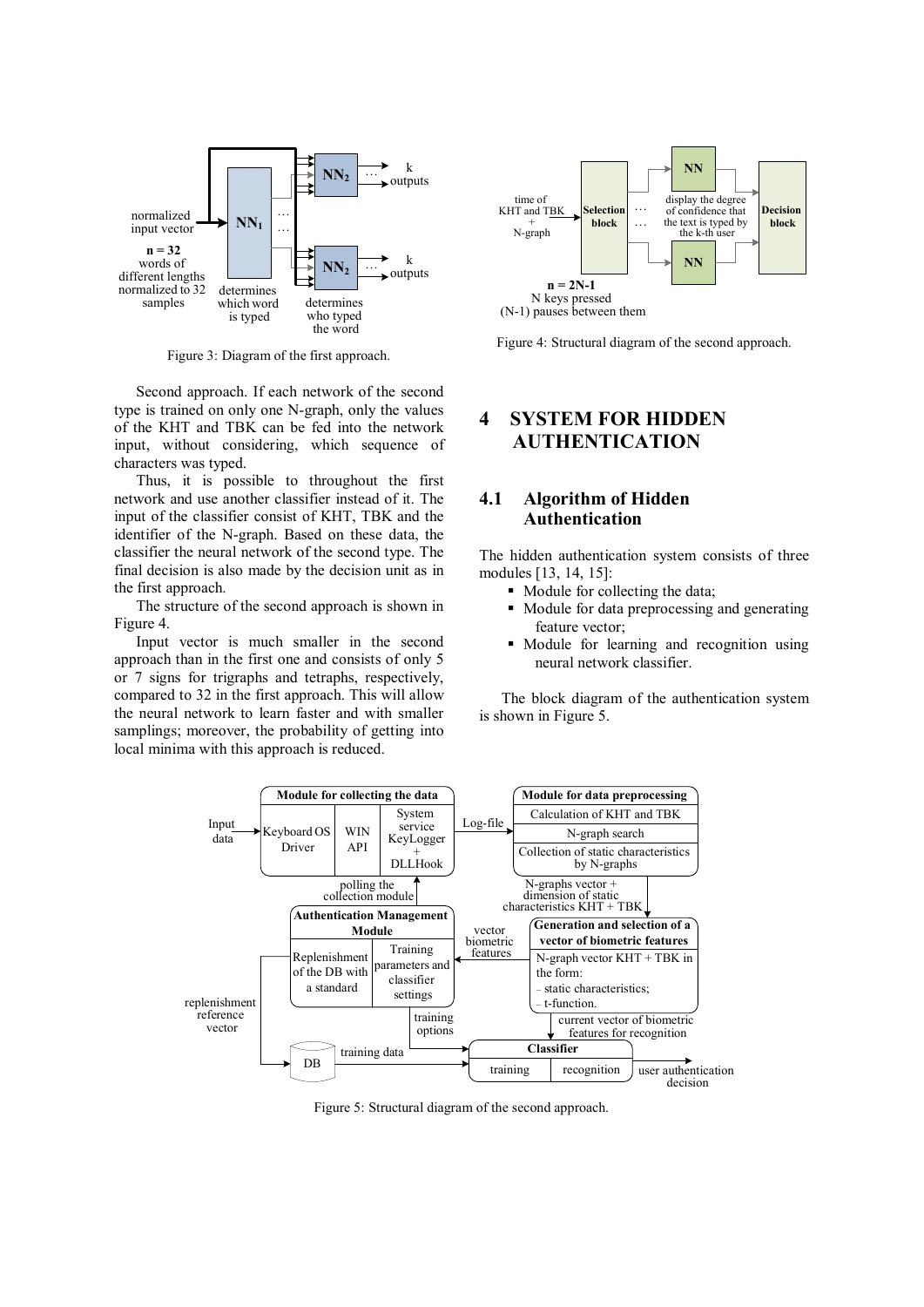Figure 3: Diagram of the first approach.

Second approach. If each network of the second type is trained on only one N-graph, only the values of the KHT and TBK can be fed into the network input, without considering, which sequence of characters was typed.

Thus, it is possible to throughout the first network and use another classifier instead of it. The input of the classifier consist of KHT, TBK and the identifier of the N-graph. Based on these data, the classifier the neural network of the second type. The final decision is also made by the decision unit as in the first approach.

The structure of the second approach is shown in Figure 4.

Input vector is much smaller in the second approach than in the first one and consists of only 5 or 7 signs for trigraphs and tetraphs, respectively, compared to 32 in the first approach. This will allow the neural network to learn faster and with smaller samplings; moreover, the probability of getting into local minima with this approach is reduced.

Figure 4: Structural diagram of the second approach.

# 4 SYSTEM FOR HIDDEN AUTHENTICATION

## 4.1 Algorithm of Hidden Authentication

The hidden authentication system consists of three modules [13, 14, 15]:

- Module for collecting the data;
- Module for data preprocessing and generating feature vector;
- Module for learning and recognition using neural network classifier.

The block diagram of the authentication system is shown in Figure 5.

Figure 5: Structural diagram of the second approach.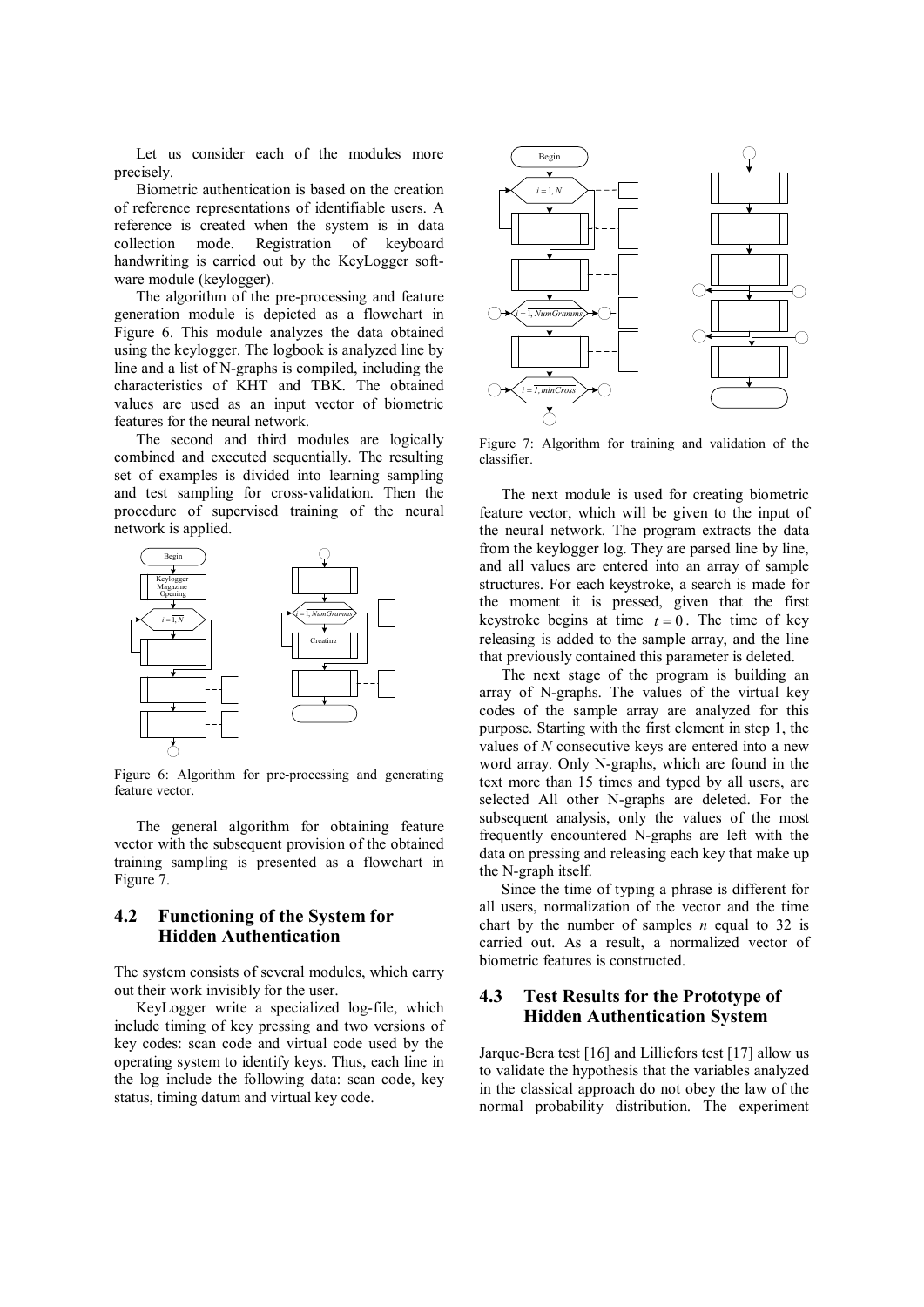Let us consider each of the modules more precisely.

Biometric authentication is based on the creation of reference representations of identifiable users. A reference is created when the system is in data collection mode. Registration of keyboard handwriting is carried out by the KeyLogger software module (keylogger).

The algorithm of the pre-processing and feature generation module is depicted as a flowchart in Figure 6. This module analyzes the data obtained using the keylogger. The logbook is analyzed line by line and a list of N-graphs is compiled, including the characteristics of KHT and TBK. The obtained values are used as an input vector of biometric features for the neural network.

The second and third modules are logically combined and executed sequentially. The resulting set of examples is divided into learning sampling and test sampling for cross-validation. Then the procedure of supervised training of the neural network is applied.

Figure 6: Algorithm for pre-processing and generating feature vector.

The general algorithm for obtaining feature vector with the subsequent provision of the obtained training sampling is presented as a flowchart in Figure 7.

## 4.2 Functioning of the System for Hidden Authentication

The system consists of several modules, which carry out their work invisibly for the user.

KeyLogger write a specialized log-file, which include timing of key pressing and two versions of key codes: scan code and virtual code used by the operating system to identify keys. Thus, each line in the log include the following data: scan code, key status, timing datum and virtual key code.

Figure 7: Algorithm for training and validation of the classifier.

The next module is used for creating biometric feature vector, which will be given to the input of the neural network. The program extracts the data from the keylogger log. They are parsed line by line, and all values are entered into an array of sample structures. For each keystroke, a search is made for the moment it is pressed, given that the first keystroke begins at time $t = 0$. The time of key releasing is added to the sample array, and the line that previously contained this parameter is deleted.

The next stage of the program is building an array of N-graphs. The values of the virtual key codes of the sample array are analyzed for this purpose. Starting with the first element in step 1, the values of $N$ consecutive keys are entered into a new word array. Only N-graphs, which are found in the text more than 15 times and typed by all users, are selected All other N-graphs are deleted. For the subsequent analysis, only the values of the most frequently encountered N-graphs are left with the data on pressing and releasing each key that make up the N-graph itself.

Since the time of typing a phrase is different for all users, normalization of the vector and the time chart by the number of samples $n$ equal to 32 is carried out. As a result, a normalized vector of biometric features is constructed.

## 4.3 Test Results for the Prototype of Hidden Authentication System

Jarque-Bera test [16] and Lilliefors test [17] allow us to validate the hypothesis that the variables analyzed in the classical approach do not obey the law of the normal probability distribution. The experiment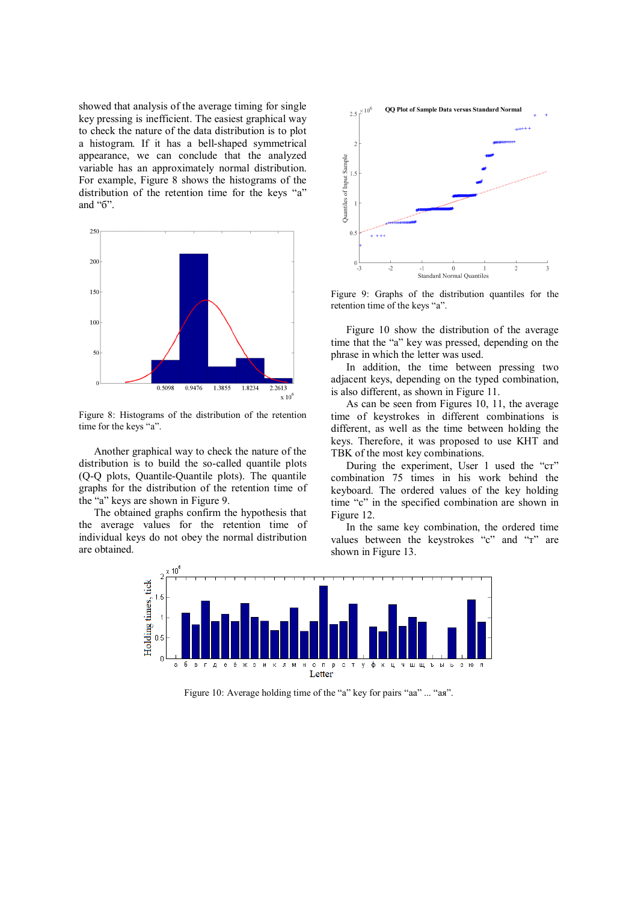showed that analysis of the average timing for single key pressing is inefficient. The easiest graphical way to check the nature of the data distribution is to plot a histogram. If it has a bell-shaped symmetrical appearance, we can conclude that the analyzed variable has an approximately normal distribution. For example, Figure 8 shows the histograms of the distribution of the retention time for the keys "а" and "б".

Figure 8: Histograms of the distribution of the retention time for the keys "a".

Another graphical way to check the nature of the distribution is to build the so-called quantile plots (Q-Q plots, Quantile-Quantile plots). The quantile graphs for the distribution of the retention time of the "a" keys are shown in Figure 9.

The obtained graphs confirm the hypothesis that the average values for the retention time of individual keys do not obey the normal distribution are obtained.

Figure 9: Graphs of the distribution quantiles for the retention time of the keys "a".

Figure 10 show the distribution of the average time that the "a" key was pressed, depending on the phrase in which the letter was used.

In addition, the time between pressing two adjacent keys, depending on the typed combination, is also different, as shown in Figure 11.

As can be seen from Figures 10, 11, the average time of keystrokes in different combinations is different, as well as the time between holding the keys. Therefore, it was proposed to use KHT and TBK of the most key combinations.

During the experiment, User 1 used the "ст" combination 75 times in his work behind the keyboard. The ordered values of the key holding time "с" in the specified combination are shown in Figure 12.

In the same key combination, the ordered time values between the keystrokes "с" and "т" are shown in Figure 13.

Figure 10: Average holding time of the "a" key for pairs "аа" ... "ая".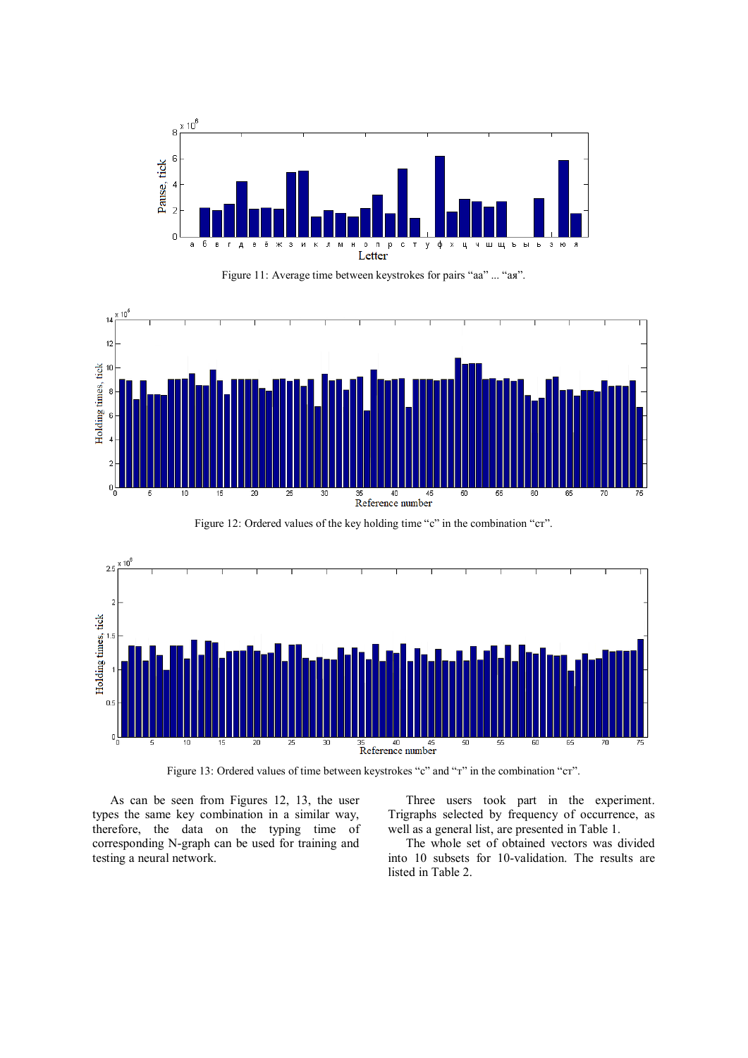Figure 11: Average time between keystrokes for pairs “аа” ... “ая”.

Figure 12: Ordered values of the key holding time “с” in the combination “ст”.

Figure 13: Ordered values of time between keystrokes “с” and “т” in the combination “ст”.

As can be seen from Figures 12, 13, the user types the same key combination in a similar way, therefore, the data on the typing time of corresponding N-graph can be used for training and testing a neural network.

Three users took part in the experiment. Trigraphs selected by frequency of occurrence, as well as a general list, are presented in Table 1.

The whole set of obtained vectors was divided into 10 subsets for 10-validation. The results are listed in Table 2.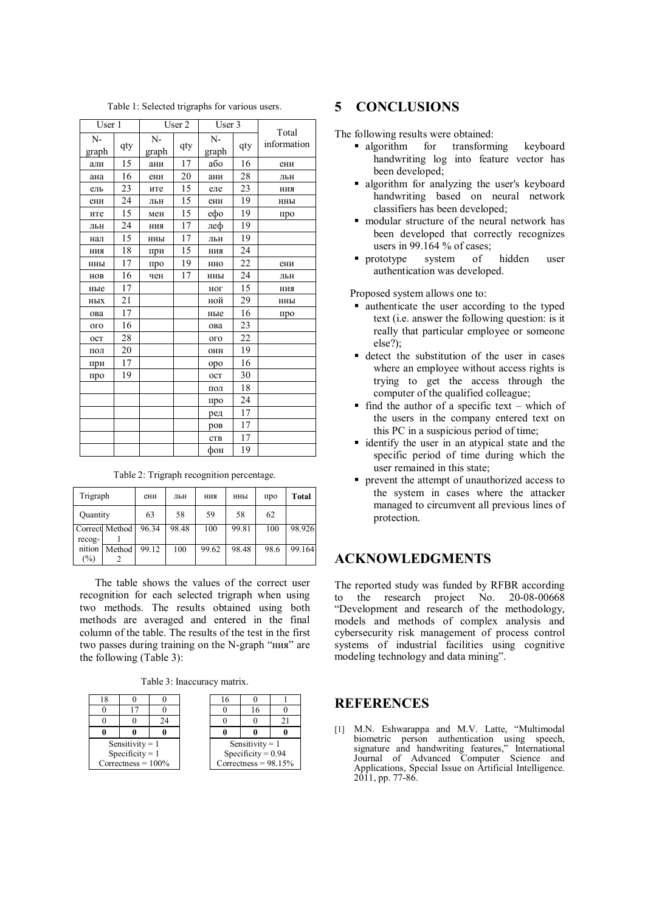Table 1: Selected trigraphs for various users.

| User 1 | | User 2 | | User 3 | | Total information |
|---|---|---|---|---|---|---|
| N-graph | qty | N-graph | qty | N-graph | qty | |
| али | 15 | ани | 17 | або | 16 | ени |
| ана | 16 | ени | 20 | ани | 28 | льн |
| ель | 23 | ите | 15 | еле | 23 | ния |
| ени | 24 | льн | 15 | ени | 19 | нны |
| ите | 15 | мен | 15 | ефо | 19 | про |
| льн | 24 | ния | 17 | леф | 19 | |
| нал | 15 | нны | 17 | льн | 19 | |
| ния | 18 | при | 15 | ния | 24 | |
| нны | 17 | про | 19 | нно | 22 | ени |
| нов | 16 | чен | 17 | нны | 24 | льн |
| ные | 17 | | | ног | 15 | ния |
| ных | 21 | | | ной | 29 | нны |
| ова | 17 | | | ные | 16 | про |
| ого | 16 | | | ова | 23 | |
| ост | 28 | | | ого | 22 | |
| пол | 20 | | | онн | 19 | |
| при | 17 | | | оро | 16 | |
| про | 19 | | | ост | 30 | |
| | | | | пол | 18 | |
| | | | | про | 24 | |
| | | | | ред | 17 | |
| | | | | ров | 17 | |
| | | | | ств | 17 | |
| | | | | фон | 19 | |

Table 2: Trigraph recognition percentage.

| Trigraph | | ени | льн | ния | нны | про | **Total** |
|---|---|---|---|---|---|---|---|
| Quantity | | 63 | 58 | 59 | 58 | 62 | |
| Correct recognition (%) | Method 1 | 96.34 | 98.48 | 100 | 99.81 | 100 | 98.926 |
| | Method 2 | 99.12 | 100 | 99.62 | 98.48 | 98.6 | 99.164 |

The table shows the values of the correct user recognition for each selected trigraph when using two methods. The results obtained using both methods are averaged and entered in the final column of the table. The results of the test in the first two passes during training on the N-graph "ния" are the following (Table 3):

Table 3: Inaccuracy matrix.

| | | |
|---|---|---|
| 18 | 0 | 0 |
| 0 | 17 | 0 |
| 0 | 0 | 24 |
| **0** | **0** | **0** |
| Sensitivity = 1 | | |
| Specificity = 1 | | |
| Correctness = 100% | | |

| | | |
|---|---|---|
| 16 | 0 | 1 |
| 0 | 16 | 0 |
| 0 | 0 | 21 |
| **0** | **0** | **0** |
| Sensitivity = 1 | | |
| Specificity = 0.94 | | |
| Correctness = 98.15% | | |

## 5 CONCLUSIONS

The following results were obtained:

- algorithm for transforming keyboard handwriting log into feature vector has been developed;
- algorithm for analyzing the user's keyboard handwriting based on neural network classifiers has been developed;
- modular structure of the neural network has been developed that correctly recognizes users in 99.164 % of cases;
- prototype system of hidden user authentication was developed.

Proposed system allows one to:

- authenticate the user according to the typed text (i.e. answer the following question: is it really that particular employee or someone else?);
- detect the substitution of the user in cases where an employee without access rights is trying to get the access through the computer of the qualified colleague;
- find the author of a specific text – which of the users in the company entered text on this PC in a suspicious period of time;
- identify the user in an atypical state and the specific period of time during which the user remained in this state;
- prevent the attempt of unauthorized access to the system in cases where the attacker managed to circumvent all previous lines of protection.

## ACKNOWLEDGMENTS

The reported study was funded by RFBR according to the research project No. 20-08-00668 "Development and research of the methodology, models and methods of complex analysis and cybersecurity risk management of process control systems of industrial facilities using cognitive modeling technology and data mining".

## REFERENCES

[1] M.N. Eshwarappa and M.V. Latte, "Multimodal biometric person authentication using speech, signature and handwriting features," International Journal of Advanced Computer Science and Applications, Special Issue on Artificial Intelligence. 2011, pp. 77-86.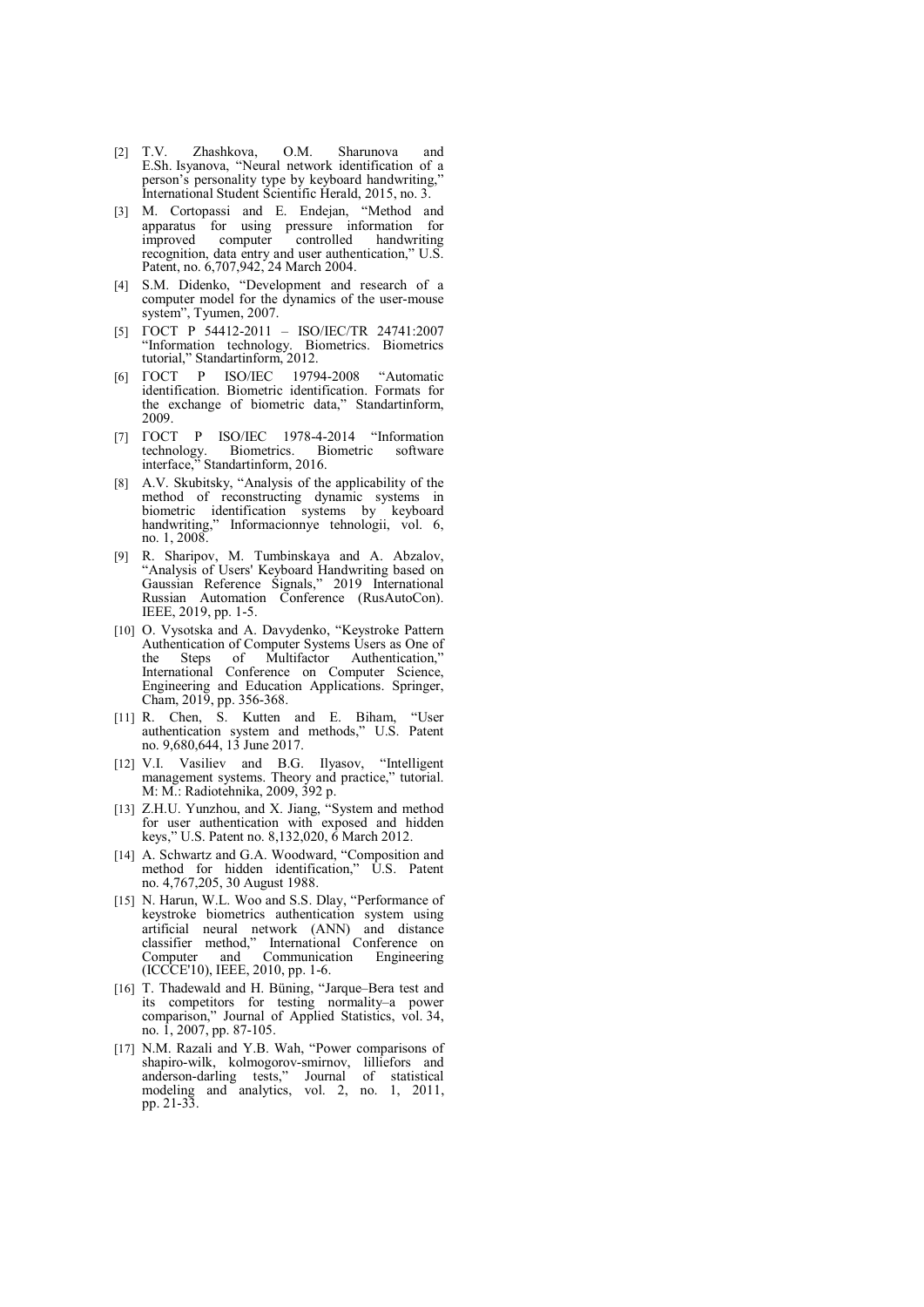[2] T.V. Zhashkova, O.M. Sharunova and E.Sh. Isyanova, "Neural network identification of a person's personality type by keyboard handwriting," International Student Scientific Herald, 2015, no. 3.

[3] M. Cortopassi and E. Endejan, "Method and apparatus for using pressure information for improved computer controlled handwriting recognition, data entry and user authentication," U.S. Patent, no. 6,707,942, 24 March 2004.

[4] S.M. Didenko, "Development and research of a computer model for the dynamics of the user-mouse system", Tyumen, 2007.

[5] ГОСТ Р 54412-2011 – ISO/IEC/TR 24741:2007 "Information technology. Biometrics. Biometrics tutorial," Standartinform, 2012.

[6] ГОСТ Р ISO/IEC 19794-2008 "Automatic identification. Biometric identification. Formats for the exchange of biometric data," Standartinform, 2009.

[7] ГОСТ Р ISO/IEC 1978-4-2014 "Information technology. Biometrics. Biometric software interface," Standartinform, 2016.

[8] A.V. Skubitsky, "Analysis of the applicability of the method of reconstructing dynamic systems in biometric identification systems by keyboard handwriting," Informacionnye tehnologii, vol. 6, no. 1, 2008.

[9] R. Sharipov, M. Tumbinskaya and A. Abzalov, "Analysis of Users' Keyboard Handwriting based on Gaussian Reference Signals," 2019 International Russian Automation Conference (RusAutoCon). IEEE, 2019, pp. 1-5.

[10] O. Vysotska and A. Davydenko, "Keystroke Pattern Authentication of Computer Systems Users as One of the Steps of Multifactor Authentication," International Conference on Computer Science, Engineering and Education Applications. Springer, Cham, 2019, pp. 356-368.

[11] R. Chen, S. Kutten and E. Biham, "User authentication system and methods," U.S. Patent no. 9,680,644, 13 June 2017.

[12] V.I. Vasiliev and B.G. Ilyasov, "Intelligent management systems. Theory and practice," tutorial. M: M.: Radiotehnika, 2009, 392 p.

[13] Z.H.U. Yunzhou, and X. Jiang, "System and method for user authentication with exposed and hidden keys," U.S. Patent no. 8,132,020, 6 March 2012.

[14] A. Schwartz and G.A. Woodward, "Composition and method for hidden identification," U.S. Patent no. 4,767,205, 30 August 1988.

[15] N. Harun, W.L. Woo and S.S. Dlay, "Performance of keystroke biometrics authentication system using artificial neural network (ANN) and distance classifier method," International Conference on Computer and Communication Engineering (ICCCE'10), IEEE, 2010, pp. 1-6.

[16] T. Thadewald and H. Büning, "Jarque–Bera test and its competitors for testing normality–a power comparison," Journal of Applied Statistics, vol. 34, no. 1, 2007, pp. 87-105.

[17] N.M. Razali and Y.B. Wah, "Power comparisons of shapiro-wilk, kolmogorov-smirnov, lilliefors and anderson-darling tests," Journal of statistical modeling and analytics, vol. 2, no. 1, 2011, pp. 21-33.